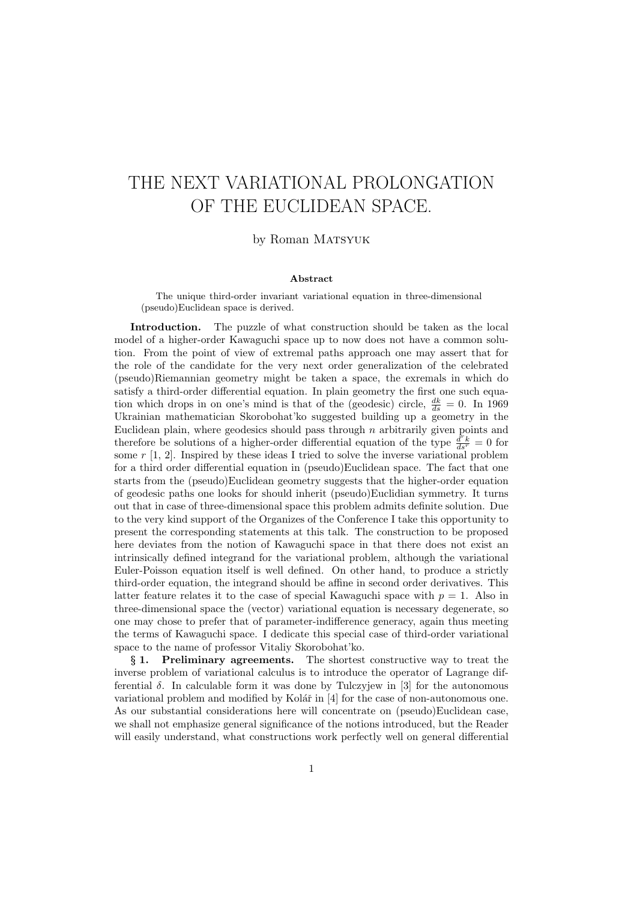# THE NEXT VARIATIONAL PROLONGATION OF THE EUCLIDEAN SPACE.

by Roman Matsyuk

**Abstract**

The unique third-order invariant variational equation in three-dimensional (pseudo)Euclidean space is derived.

**Introduction.** The puzzle of what construction should be taken as the local model of a higher-order Kawaguchi space up to now does not have a common solution. From the point of view of extremal paths approach one may assert that for the role of the candidate for the very next order generalization of the celebrated (pseudo)Riemannian geometry might be taken a space, the exremals in which do satisfy a third-order differential equation. In plain geometry the first one such equation which drops in on one's mind is that of the (geodesic) circle, $\frac{dk}{ds} = 0$. In 1969 Ukrainian mathematician Skorobohat'ko suggested building up a geometry in the Euclidean plain, where geodesics should pass through $n$ arbitrarily given points and therefore be solutions of a higher-order differential equation of the type $\frac{d^r k}{ds^r} = 0$ for some $r$ [1, 2]. Inspired by these ideas I tried to solve the inverse variational problem for a third order differential equation in (pseudo)Euclidean space. The fact that one starts from the (pseudo)Euclidean geometry suggests that the higher-order equation of geodesic paths one looks for should inherit (pseudo)Euclidian symmetry. It turns out that in case of three-dimensional space this problem admits definite solution. Due to the very kind support of the Organizes of the Conference I take this opportunity to present the corresponding statements at this talk. The construction to be proposed here deviates from the notion of Kawaguchi space in that there does not exist an intrinsically defined integrand for the variational problem, although the variational Euler-Poisson equation itself is well defined. On other hand, to produce a strictly third-order equation, the integrand should be affine in second order derivatives. This latter feature relates it to the case of special Kawaguchi space with $p = 1$. Also in three-dimensional space the (vector) variational equation is necessary degenerate, so one may chose to prefer that of parameter-indifference generacy, again thus meeting the terms of Kawaguchi space. I dedicate this special case of third-order variational space to the name of professor Vitaliy Skorobohat'ko.

**§ 1. Preliminary agreements.** The shortest constructive way to treat the inverse problem of variational calculus is to introduce the operator of Lagrange differential $\delta$. In calculable form it was done by Tulczyjew in [3] for the autonomous variational problem and modified by Kolář in [4] for the case of non-autonomous one. As our substantial considerations here will concentrate on (pseudo)Euclidean case, we shall not emphasize general significance of the notions introduced, but the Reader will easily understand, what constructions work perfectly well on general differential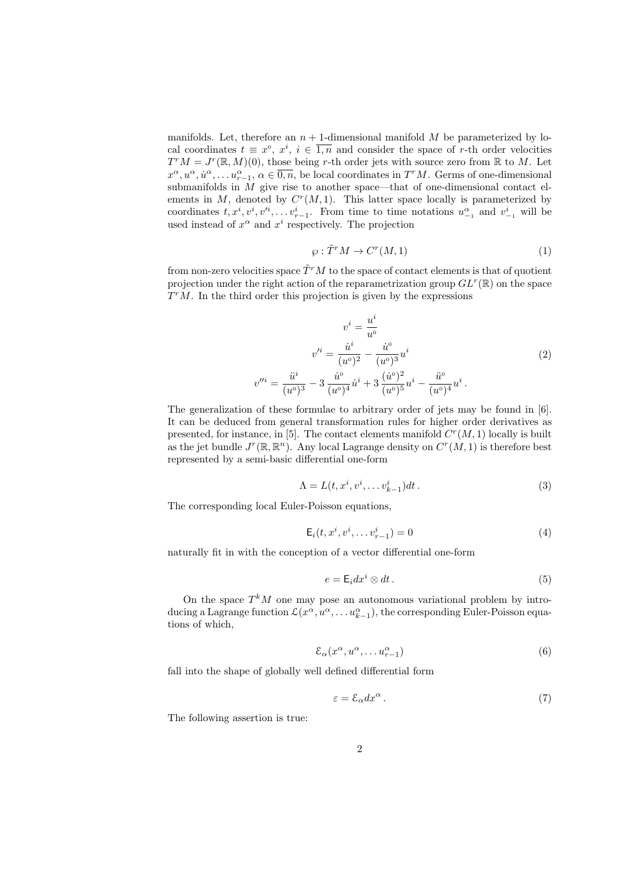manifolds. Let, therefore an $n+1$-dimensional manifold $M$ be parameterized by local coordinates $t \equiv x^0$, $x^i$, $i \in \overline{1,n}$ and consider the space of $r$-th order velocities $T^r M = J^r(\mathbb{R}, M)(0)$, those being $r$-th order jets with source zero from $\mathbb{R}$ to $M$. Let $x^\alpha, u^\alpha, \dot{u}^\alpha, \ldots u^\alpha_{r-1}$, $\alpha \in \overline{0,n}$, be local coordinates in $T^r M$. Germs of one-dimensional submanifolds in $M$ give rise to another space—that of one-dimensional contact elements in $M$, denoted by $C^r(M,1)$. This latter space locally is parameterized by coordinates $t, x^i, v^i, v'^i, \ldots v^i_{r-1}$. From time to time notations $u^\alpha_{-1}$ and $v^i_{-1}$ will be used instead of $x^\alpha$ and $x^i$ respectively. The projection

$$\wp : \tilde{T}^r M \to C^r(M,1) \tag{1}$$

from non-zero velocities space $\tilde{T}^r M$ to the space of contact elements is that of quotient projection under the right action of the reparametrization group $GL^r(\mathbb{R})$ on the space $T^r M$. In the third order this projection is given by the expressions

$$\begin{aligned}
v^i &= \frac{u^i}{u^0} \\
v'^i &= \frac{\dot{u}^i}{(u^0)^2} - \frac{\dot{u}^0}{(u^0)^3} u^i \\
v''^i &= \frac{\ddot{u}^i}{(u^0)^3} - 3\,\frac{\dot{u}^0}{(u^0)^4}\dot{u}^i + 3\,\frac{(\dot{u}^0)^2}{(u^0)^5}u^i - \frac{\ddot{u}^0}{(u^0)^4}u^i\,.
\end{aligned} \tag{2}$$

The generalization of these formulae to arbitrary order of jets may be found in [6]. It can be deduced from general transformation rules for higher order derivatives as presented, for instance, in [5]. The contact elements manifold $C^r(M,1)$ locally is built as the jet bundle $J^r(\mathbb{R}, \mathbb{R}^n)$. Any local Lagrange density on $C^r(M,1)$ is therefore best represented by a semi-basic differential one-form

$$\Lambda = L(t, x^i, v^i, \ldots v^i_{k-1}) dt\,. \tag{3}$$

The corresponding local Euler-Poisson equations,

$$\mathsf{E}_i(t, x^i, v^i, \ldots v^i_{r-1}) = 0 \tag{4}$$

naturally fit in with the conception of a vector differential one-form

$$e = \mathsf{E}_i dx^i \otimes dt\,. \tag{5}$$

On the space $T^k M$ one may pose an autonomous variational problem by introducing a Lagrange function $\mathcal{L}(x^\alpha, u^\alpha, \ldots u^\alpha_{k-1})$, the corresponding Euler-Poisson equations of which,

$$\mathcal{E}_\alpha(x^\alpha, u^\alpha, \ldots u^\alpha_{r-1}) \tag{6}$$

fall into the shape of globally well defined differential form

$$\varepsilon = \mathcal{E}_\alpha dx^\alpha\,. \tag{7}$$

The following assertion is true: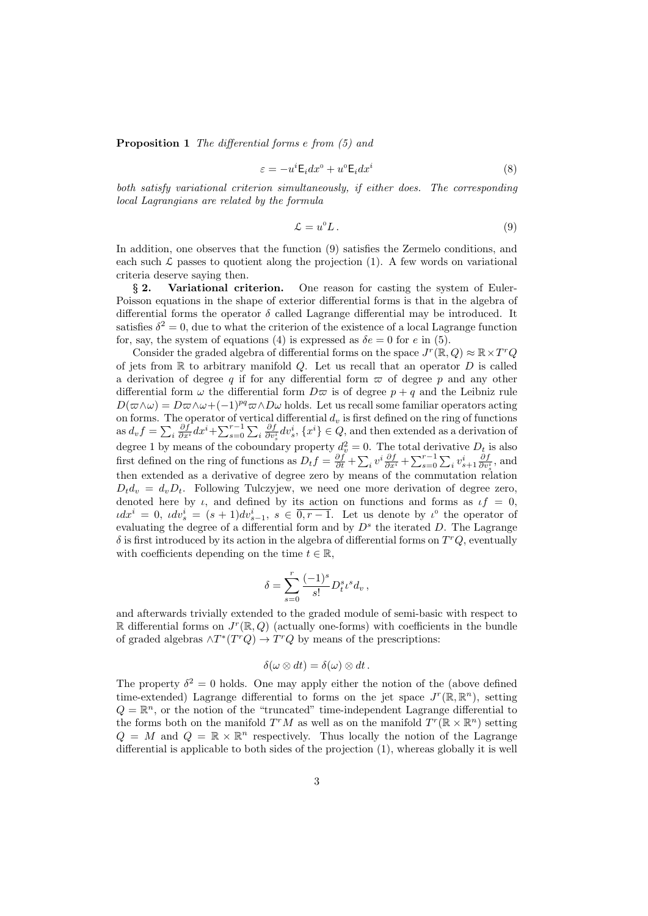**Proposition 1** *The differential forms e from (5) and*

$$\varepsilon = -u^i \mathsf{E}_i dx^0 + u^0 \mathsf{E}_i dx^i \tag{8}$$

*both satisfy variational criterion simultaneously, if either does. The corresponding local Lagrangians are related by the formula*

$$\mathcal{L} = u^0 L\,. \tag{9}$$

In addition, one observes that the function (9) satisfies the Zermelo conditions, and each such $\mathcal{L}$ passes to quotient along the projection (1). A few words on variational criteria deserve saying then.

**§ 2. Variational criterion.** One reason for casting the system of Euler-Poisson equations in the shape of exterior differential forms is that in the algebra of differential forms the operator $\delta$ called Lagrange differential may be introduced. It satisfies $\delta^2 = 0$, due to what the criterion of the existence of a local Lagrange function for, say, the system of equations (4) is expressed as $\delta e = 0$ for $e$ in (5).

Consider the graded algebra of differential forms on the space $J^r(\mathbb{R}, Q) \approx \mathbb{R} \times T^r Q$ of jets from $\mathbb{R}$ to arbitrary manifold $Q$. Let us recall that an operator $D$ is called a derivation of degree $q$ if for any differential form $\varpi$ of degree $p$ and any other differential form $\omega$ the differential form $D\varpi$ is of degree $p+q$ and the Leibniz rule $D(\varpi \wedge \omega) = D\varpi \wedge \omega + (-1)^{pq} \varpi \wedge D\omega$ holds. Let us recall some familiar operators acting on forms. The operator of vertical differential $d_v$ is first defined on the ring of functions as $d_v f = \sum_i \frac{\partial f}{\partial x^i} dx^i + \sum_{s=0}^{r-1} \sum_i \frac{\partial f}{\partial v_s^i} dv_s^i$, $\{x^i\} \in Q$, and then extended as a derivation of degree 1 by means of the coboundary property $d_v^2 = 0$. The total derivative $D_t$ is also first defined on the ring of functions as $D_t f = \frac{\partial f}{\partial t} + \sum_i v^i \frac{\partial f}{\partial x^i} + \sum_{s=0}^{r-1} \sum_i v_{s+1}^i \frac{\partial f}{\partial v_s^i}$, and then extended as a derivative of degree zero by means of the commutation relation $D_t d_v = d_v D_t$. Following Tulczyjew, we need one more derivation of degree zero, denoted here by $\iota$, and defined by its action on functions and forms as $\iota f = 0$, $\iota dx^i = 0$, $\iota dv_s^i = (s+1) dv_{s-1}^i$, $s \in \overline{0, r-1}$. Let us denote by $\iota^0$ the operator of evaluating the degree of a differential form and by $D^s$ the iterated $D$. The Lagrange $\delta$ is first introduced by its action in the algebra of differential forms on $T^r Q$, eventually with coefficients depending on the time $t \in \mathbb{R}$,

$$\delta = \sum_{s=0}^{r} \frac{(-1)^s}{s!} D_t^s \iota^s d_v\,,$$

and afterwards trivially extended to the graded module of semi-basic with respect to $\mathbb{R}$ differential forms on $J^r(\mathbb{R}, Q)$ (actually one-forms) with coefficients in the bundle of graded algebras $\wedge T^*(T^r Q) \to T^r Q$ by means of the prescriptions:

$$\delta(\omega \otimes dt) = \delta(\omega) \otimes dt\,.$$

The property $\delta^2 = 0$ holds. One may apply either the notion of the (above defined time-extended) Lagrange differential to forms on the jet space $J^r(\mathbb{R}, \mathbb{R}^n)$, setting $Q = \mathbb{R}^n$, or the notion of the "truncated" time-independent Lagrange differential to the forms both on the manifold $T^r M$ as well as on the manifold $T^r(\mathbb{R} \times \mathbb{R}^n)$ setting $Q = M$ and $Q = \mathbb{R} \times \mathbb{R}^n$ respectively. Thus locally the notion of the Lagrange differential is applicable to both sides of the projection (1), whereas globally it is well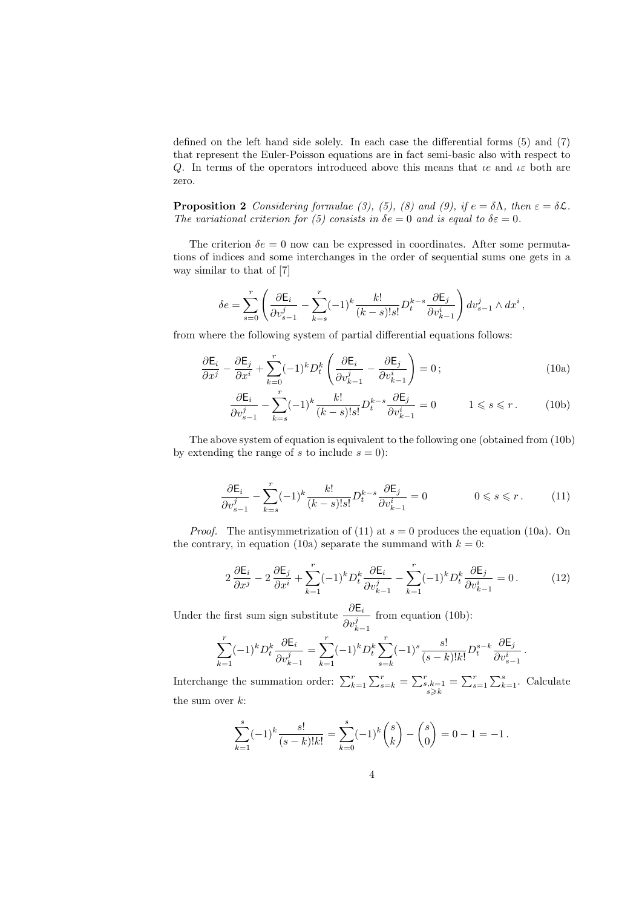defined on the left hand side solely. In each case the differential forms (5) and (7) that represent the Euler-Poisson equations are in fact semi-basic also with respect to $Q$. In terms of the operators introduced above this means that $\iota e$ and $\iota \varepsilon$ both are zero.

**Proposition 2** *Considering formulae (3), (5), (8) and (9), if $e = \delta\Lambda$, then $\varepsilon = \delta\mathcal{L}$. The variational criterion for (5) consists in $\delta e = 0$ and is equal to $\delta\varepsilon = 0$.*

The criterion $\delta e = 0$ now can be expressed in coordinates. After some permutations of indices and some interchanges in the order of sequential sums one gets in a way similar to that of [7]

$$\delta e = \sum_{s=0}^{r} \left( \frac{\partial \mathsf{E}_i}{\partial v^j_{s-1}} - \sum_{k=s}^{r} (-1)^k \frac{k!}{(k-s)!s!} D_t^{k-s} \frac{\partial \mathsf{E}_j}{\partial v^i_{k-1}} \right) dv^j_{s-1} \wedge dx^i \,,$$

from where the following system of partial differential equations follows:

$$\frac{\partial \mathsf{E}_i}{\partial x^j} - \frac{\partial \mathsf{E}_j}{\partial x^i} + \sum_{k=0}^{r} (-1)^k D_t^k \left( \frac{\partial \mathsf{E}_i}{\partial v^j_{k-1}} - \frac{\partial \mathsf{E}_j}{\partial v^i_{k-1}} \right) = 0 \,; \tag{10a}$$

$$\frac{\partial \mathsf{E}_i}{\partial v^j_{s-1}} - \sum_{k=s}^{r} (-1)^k \frac{k!}{(k-s)!s!} D_t^{k-s} \frac{\partial \mathsf{E}_j}{\partial v^i_{k-1}} = 0 \qquad 1 \leqslant s \leqslant r \,. \tag{10b}$$

The above system of equation is equivalent to the following one (obtained from (10b) by extending the range of $s$ to include $s = 0$):

$$\frac{\partial \mathsf{E}_i}{\partial v^j_{s-1}} - \sum_{k=s}^{r} (-1)^k \frac{k!}{(k-s)!s!} D_t^{k-s} \frac{\partial \mathsf{E}_j}{\partial v^i_{k-1}} = 0 \qquad 0 \leqslant s \leqslant r \,. \tag{11}$$

*Proof.* The antisymmetrization of (11) at $s = 0$ produces the equation (10a). On the contrary, in equation (10a) separate the summand with $k = 0$:

$$2\,\frac{\partial \mathsf{E}_i}{\partial x^j} - 2\,\frac{\partial \mathsf{E}_j}{\partial x^i} + \sum_{k=1}^{r} (-1)^k D_t^k \frac{\partial \mathsf{E}_i}{\partial v^j_{k-1}} - \sum_{k=1}^{r} (-1)^k D_t^k \frac{\partial \mathsf{E}_j}{\partial v^i_{k-1}} = 0 \,. \tag{12}$$

Under the first sum sign substitute $\dfrac{\partial \mathsf{E}_i}{\partial v^j_{k-1}}$ from equation (10b):

$$\sum_{k=1}^{r} (-1)^k D_t^k \frac{\partial \mathsf{E}_i}{\partial v^j_{k-1}} = \sum_{k=1}^{r} (-1)^k D_t^k \sum_{s=k}^{r} (-1)^s \frac{s!}{(s-k)!k!} D_t^{s-k} \frac{\partial \mathsf{E}_j}{\partial v^i_{s-1}} \,.$$

Interchange the summation order: $\sum_{k=1}^{r} \sum_{s=k}^{r} = \sum_{\substack{s,k=1 \\ s \geqslant k}}^{r} = \sum_{s=1}^{r} \sum_{k=1}^{s}$. Calculate the sum over $k$:

$$\sum_{k=1}^{s} (-1)^k \frac{s!}{(s-k)!k!} = \sum_{k=0}^{s} (-1)^k \binom{s}{k} - \binom{s}{0} = 0 - 1 = -1 \,.$$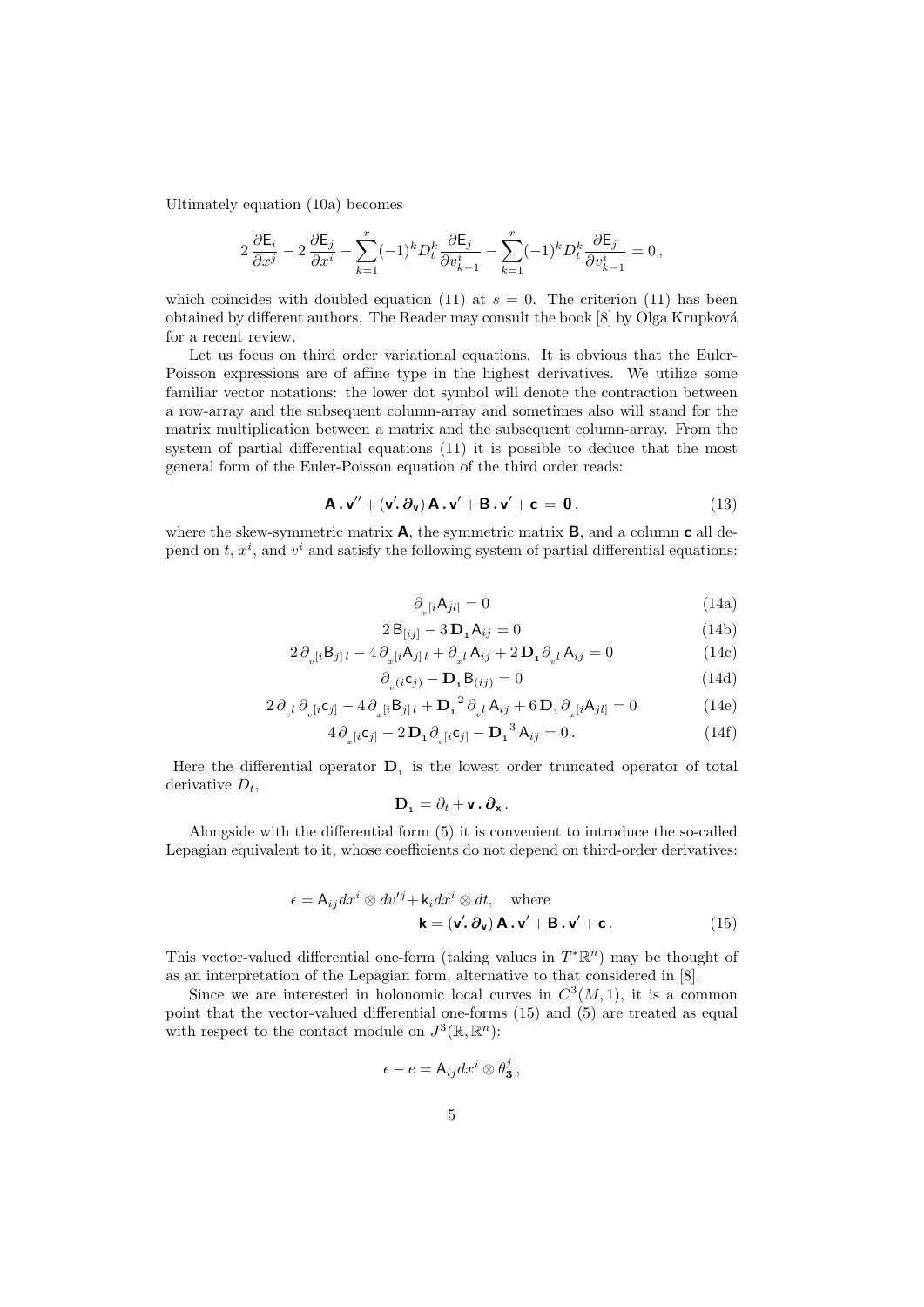Ultimately equation (10a) becomes

$$2\,\frac{\partial \mathsf{E}_i}{\partial x^j} - 2\,\frac{\partial \mathsf{E}_j}{\partial x^i} - \sum_{k=1}^{r}(-1)^k D_t^k \frac{\partial \mathsf{E}_j}{\partial v^i_{k-1}} - \sum_{k=1}^{r}(-1)^k D_t^k \frac{\partial \mathsf{E}_j}{\partial v^i_{k-1}} = 0\,,$$

which coincides with doubled equation (11) at $s = 0$. The criterion (11) has been obtained by different authors. The Reader may consult the book [8] by Olga Krupková for a recent review.

Let us focus on third order variational equations. It is obvious that the Euler-Poisson expressions are of affine type in the highest derivatives. We utilize some familiar vector notations: the lower dot symbol will denote the contraction between a row-array and the subsequent column-array and sometimes also will stand for the matrix multiplication between a matrix and the subsequent column-array. From the system of partial differential equations (11) it is possible to deduce that the most general form of the Euler-Poisson equation of the third order reads:

$$\mathbf{A}\,.\,\mathbf{v}'' + (\mathbf{v}'\!.\,\boldsymbol{\partial}_{\mathbf{v}})\,\mathbf{A}\,.\,\mathbf{v}' + \mathbf{B}\,.\,\mathbf{v}' + \mathbf{c} \,=\, \mathbf{0}\,, \tag{13}$$

where the skew-symmetric matrix $\mathbf{A}$, the symmetric matrix $\mathbf{B}$, and a column $\mathbf{c}$ all depend on $t$, $x^i$, and $v^i$ and satisfy the following system of partial differential equations:

$$\partial_{_v[i}\mathsf{A}_{jl]} = 0 \tag{14a}$$

$$2\,\mathsf{B}_{[ij]} - 3\,\mathbf{D_1}\mathsf{A}_{ij} = 0 \tag{14b}$$

$$2\,\partial_{_v[i}\mathsf{B}_{j]\,l} - 4\,\partial_{_x[i}\mathsf{A}_{j]\,l} + \partial_{_x l}\,\mathsf{A}_{ij} + 2\,\mathbf{D_1}\partial_{_v l}\,\mathsf{A}_{ij} = 0 \tag{14c}$$

$$\partial_{_v(i}\mathsf{c}_{j)} - \mathbf{D_1}\mathsf{B}_{(ij)} = 0 \tag{14d}$$

$$2\,\partial_{_v l}\,\partial_{_v[i}\mathsf{c}_{j]} - 4\,\partial_{_x[i}\mathsf{B}_{j]\,l} + \mathbf{D_1}^2\,\partial_{_v l}\,\mathsf{A}_{ij} + 6\,\mathbf{D_1}\partial_{_x[i}\mathsf{A}_{jl]} = 0 \tag{14e}$$

$$4\,\partial_{_x[i}\mathsf{c}_{j]} - 2\,\mathbf{D_1}\partial_{_v[i}\mathsf{c}_{j]} - \mathbf{D_1}^3\,\mathsf{A}_{ij} = 0\,. \tag{14f}$$

Here the differential operator $\mathbf{D_1}$ is the lowest order truncated operator of total derivative $D_t$,

$$\mathbf{D_1} = \partial_t + \mathbf{v}\,.\,\boldsymbol{\partial}_{\mathbf{x}}\,.$$

Alongside with the differential form (5) it is convenient to introduce the so-called Lepagian equivalent to it, whose coefficients do not depend on third-order derivatives:

$$\epsilon = \mathsf{A}_{ij}dx^i \otimes dv'^j + \mathsf{k}_i dx^i \otimes dt, \quad \text{where}$$
$$\mathbf{k} = (\mathbf{v}'\!.\,\boldsymbol{\partial}_{\mathbf{v}})\,\mathbf{A}\,.\,\mathbf{v}' + \mathbf{B}\,.\,\mathbf{v}' + \mathbf{c}\,. \tag{15}$$

This vector-valued differential one-form (taking values in $T^*\mathbb{R}^n$) may be thought of as an interpretation of the Lepagian form, alternative to that considered in [8].

Since we are interested in holonomic local curves in $C^3(M,1)$, it is a common point that the vector-valued differential one-forms (15) and (5) are treated as equal with respect to the contact module on $J^3(\mathbb{R},\mathbb{R}^n)$:

$$\epsilon - e = \mathsf{A}_{ij}dx^i \otimes \theta^j_{\mathbf{3}}\,,$$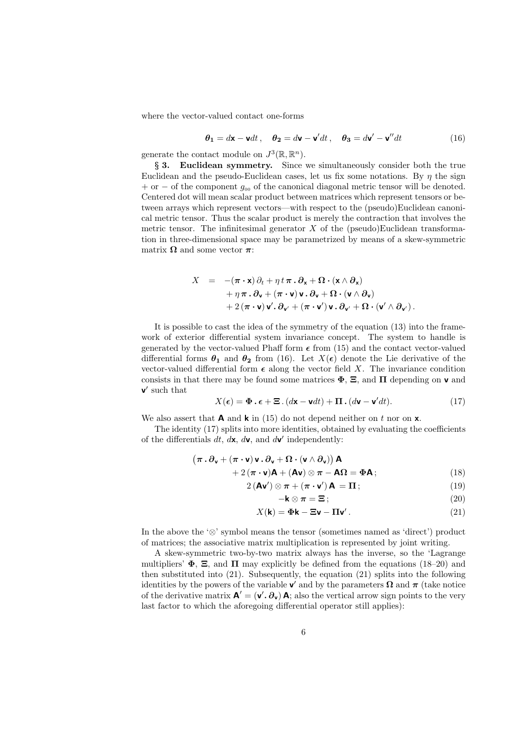where the vector-valued contact one-forms

$$\boldsymbol{\theta_1} = d\mathbf{x} - \mathbf{v}dt\,, \quad \boldsymbol{\theta_2} = d\mathbf{v} - \mathbf{v}'dt\,, \quad \boldsymbol{\theta_3} = d\mathbf{v}' - \mathbf{v}''dt \tag{16}$$

generate the contact module on $J^3(\mathbb{R}, \mathbb{R}^n)$.

**§ 3. Euclidean symmetry.** Since we simultaneously consider both the true Euclidean and the pseudo-Euclidean cases, let us fix some notations. By $\eta$ the sign $+$ or $-$ of the component $g_{00}$ of the canonical diagonal metric tensor will be denoted. Centered dot will mean scalar product between matrices which represent tensors or between arrays which represent vectors—with respect to the (pseudo)Euclidean canonical metric tensor. Thus the scalar product is merely the contraction that involves the metric tensor. The infinitesimal generator $X$ of the (pseudo)Euclidean transformation in three-dimensional space may be parametrized by means of a skew-symmetric matrix $\boldsymbol{\Omega}$ and some vector $\boldsymbol{\pi}$:

$$\begin{aligned} X \;\; = \;\; & -(\boldsymbol{\pi}\cdot\mathbf{x})\,\partial_t + \eta\, t\,\boldsymbol{\pi}\,.\,\boldsymbol{\partial}_{\mathbf{x}} + \boldsymbol{\Omega}\cdot(\mathbf{x}\wedge\boldsymbol{\partial}_{\mathbf{x}}) \\ & + \eta\,\boldsymbol{\pi}\,.\,\boldsymbol{\partial}_{\mathbf{v}} + (\boldsymbol{\pi}\cdot\mathbf{v})\,\mathbf{v}\,.\,\boldsymbol{\partial}_{\mathbf{v}} + \boldsymbol{\Omega}\cdot(\mathbf{v}\wedge\boldsymbol{\partial}_{\mathbf{v}}) \\ & + 2\,(\boldsymbol{\pi}\cdot\mathbf{v})\,\mathbf{v}'\,.\,\boldsymbol{\partial}_{\mathbf{v}'} + (\boldsymbol{\pi}\cdot\mathbf{v}')\,\mathbf{v}\,.\,\boldsymbol{\partial}_{\mathbf{v}'} + \boldsymbol{\Omega}\cdot(\mathbf{v}'\wedge\boldsymbol{\partial}_{\mathbf{v}'})\,. \end{aligned}$$

It is possible to cast the idea of the symmetry of the equation (13) into the framework of exterior differential system invariance concept. The system to handle is generated by the vector-valued Phaff form $\boldsymbol{\epsilon}$ from (15) and the contact vector-valued differential forms $\boldsymbol{\theta_1}$ and $\boldsymbol{\theta_2}$ from (16). Let $X(\boldsymbol{\epsilon})$ denote the Lie derivative of the vector-valued differential form $\boldsymbol{\epsilon}$ along the vector field $X$. The invariance condition consists in that there may be found some matrices $\boldsymbol{\Phi}$, $\boldsymbol{\Xi}$, and $\boldsymbol{\Pi}$ depending on $\mathbf{v}$ and $\mathbf{v}'$ such that

$$X(\boldsymbol{\epsilon}) = \boldsymbol{\Phi}\,.\,\boldsymbol{\epsilon} + \boldsymbol{\Xi}\,.\,(d\mathbf{x} - \mathbf{v}dt) + \boldsymbol{\Pi}\,.\,(d\mathbf{v} - \mathbf{v}'dt). \tag{17}$$

We also assert that $\mathbf{A}$ and $\mathbf{k}$ in (15) do not depend neither on $t$ nor on $\mathbf{x}$.

The identity (17) splits into more identities, obtained by evaluating the coefficients of the differentials $dt$, $d\mathbf{x}$, $d\mathbf{v}$, and $d\mathbf{v}'$ independently:

$$\begin{aligned} \big(\boldsymbol{\pi}\,.\,\boldsymbol{\partial}_{\mathbf{v}} + (\boldsymbol{\pi}\cdot\mathbf{v})\,\mathbf{v}\,.\,\boldsymbol{\partial}_{\mathbf{v}} + \boldsymbol{\Omega}\cdot(\mathbf{v}\wedge\boldsymbol{\partial}_{\mathbf{v}})\big)\,\mathbf{A}& \\ + 2\,(\boldsymbol{\pi}\cdot\mathbf{v})\mathbf{A} + (\mathbf{A}\mathbf{v})\otimes\boldsymbol{\pi} - \mathbf{A}\boldsymbol{\Omega} = \boldsymbol{\Phi}\mathbf{A}\,;& \qquad (18) \\ 2\,(\mathbf{A}\mathbf{v}')\otimes\boldsymbol{\pi} + (\boldsymbol{\pi}\cdot\mathbf{v}')\,\mathbf{A} \;= \boldsymbol{\Pi}\,;& \qquad (19) \\ -\mathbf{k}\otimes\boldsymbol{\pi} = \boldsymbol{\Xi}\,;& \qquad (20) \\ X(\mathbf{k}) = \boldsymbol{\Phi}\mathbf{k} - \boldsymbol{\Xi}\mathbf{v} - \boldsymbol{\Pi}\mathbf{v}'\,.& \qquad (21) \end{aligned}$$

In the above the '$\otimes$' symbol means the tensor (sometimes named as 'direct') product of matrices; the associative matrix multiplication is represented by joint writing.

A skew-symmetric two-by-two matrix always has the inverse, so the 'Lagrange multipliers' $\boldsymbol{\Phi}$, $\boldsymbol{\Xi}$, and $\boldsymbol{\Pi}$ may explicitly be defined from the equations (18–20) and then substituted into (21). Subsequently, the equation (21) splits into the following identities by the powers of the variable $\mathbf{v}'$ and by the parameters $\boldsymbol{\Omega}$ and $\boldsymbol{\pi}$ (take notice of the derivative matrix $\mathbf{A}' = (\mathbf{v}'\,.\,\boldsymbol{\partial}_{\mathbf{v}})\,\mathbf{A}$; also the vertical arrow sign points to the very last factor to which the aforegoing differential operator still applies):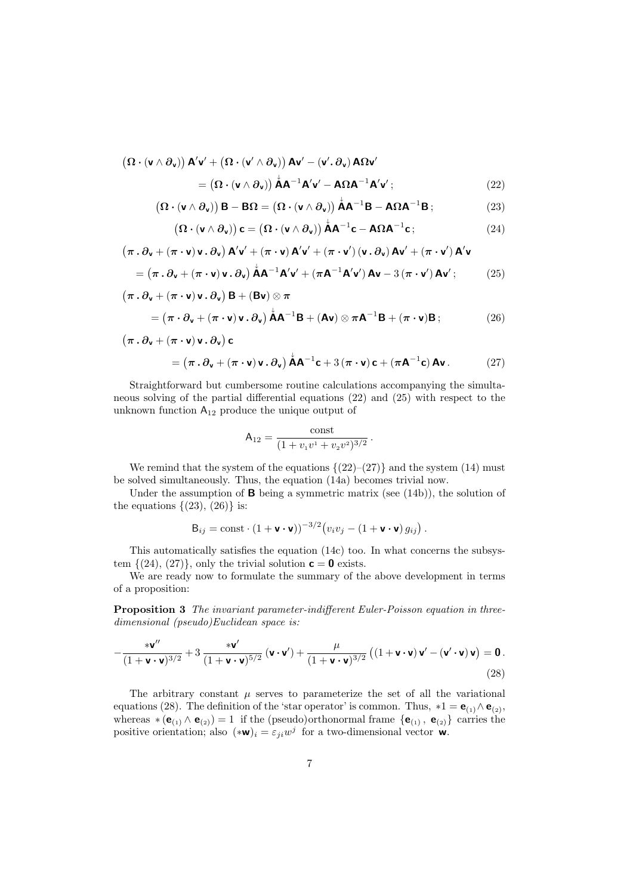$$\big(\boldsymbol{\Omega}\cdot(\mathbf{v}\wedge\boldsymbol{\partial}_{\mathbf{v}})\big)\,\mathbf{A}'\mathbf{v}' + \big(\boldsymbol{\Omega}\cdot(\mathbf{v}'\wedge\boldsymbol{\partial}_{\mathbf{v}})\big)\,\mathbf{A}\mathbf{v}' - (\mathbf{v}'\,.\,\boldsymbol{\partial}_{\mathbf{v}})\,\mathbf{A}\boldsymbol{\Omega}\mathbf{v}'$$
$$= \big(\boldsymbol{\Omega}\cdot(\mathbf{v}\wedge\boldsymbol{\partial}_{\mathbf{v}})\big)\,\overset{\downarrow}{\mathbf{A}}\mathbf{A}^{-1}\mathbf{A}'\mathbf{v}' - \mathbf{A}\boldsymbol{\Omega}\mathbf{A}^{-1}\mathbf{A}'\mathbf{v}'\,; \tag{22}$$

$$\big(\boldsymbol{\Omega}\cdot(\mathbf{v}\wedge\boldsymbol{\partial}_{\mathbf{v}})\big)\,\mathbf{B} - \mathbf{B}\boldsymbol{\Omega} = \big(\boldsymbol{\Omega}\cdot(\mathbf{v}\wedge\boldsymbol{\partial}_{\mathbf{v}})\big)\,\overset{\downarrow}{\mathbf{A}}\mathbf{A}^{-1}\mathbf{B} - \mathbf{A}\boldsymbol{\Omega}\mathbf{A}^{-1}\mathbf{B}\,; \tag{23}$$

$$\big(\boldsymbol{\Omega}\cdot(\mathbf{v}\wedge\boldsymbol{\partial}_{\mathbf{v}})\big)\,\mathbf{c} = \big(\boldsymbol{\Omega}\cdot(\mathbf{v}\wedge\boldsymbol{\partial}_{\mathbf{v}})\big)\,\overset{\downarrow}{\mathbf{A}}\mathbf{A}^{-1}\mathbf{c} - \mathbf{A}\boldsymbol{\Omega}\mathbf{A}^{-1}\mathbf{c}\,; \tag{24}$$

$$\big(\boldsymbol{\pi}\,.\,\boldsymbol{\partial}_{\mathbf{v}} + (\boldsymbol{\pi}\cdot\mathbf{v})\,\mathbf{v}\,.\,\boldsymbol{\partial}_{\mathbf{v}}\big)\,\mathbf{A}'\mathbf{v}' + (\boldsymbol{\pi}\cdot\mathbf{v})\,\mathbf{A}'\mathbf{v}' + (\boldsymbol{\pi}\cdot\mathbf{v}')\,(\mathbf{v}\,.\,\boldsymbol{\partial}_{\mathbf{v}})\,\mathbf{A}\mathbf{v}' + (\boldsymbol{\pi}\cdot\mathbf{v}')\,\mathbf{A}'\mathbf{v}$$
$$= \big(\boldsymbol{\pi}\,.\,\boldsymbol{\partial}_{\mathbf{v}} + (\boldsymbol{\pi}\cdot\mathbf{v})\,\mathbf{v}\,.\,\boldsymbol{\partial}_{\mathbf{v}}\big)\,\overset{\downarrow}{\mathbf{A}}\mathbf{A}^{-1}\mathbf{A}'\mathbf{v}' + (\boldsymbol{\pi}\mathbf{A}^{-1}\mathbf{A}'\mathbf{v}')\,\mathbf{A}\mathbf{v} - 3\,(\boldsymbol{\pi}\cdot\mathbf{v}')\,\mathbf{A}\mathbf{v}'\,; \tag{25}$$

$$\big(\boldsymbol{\pi}\,.\,\boldsymbol{\partial}_{\mathbf{v}} + (\boldsymbol{\pi}\cdot\mathbf{v})\,\mathbf{v}\,.\,\boldsymbol{\partial}_{\mathbf{v}}\big)\,\mathbf{B} + (\mathbf{B}\mathbf{v})\otimes\boldsymbol{\pi}$$
$$= \big(\boldsymbol{\pi}\cdot\boldsymbol{\partial}_{\mathbf{v}} + (\boldsymbol{\pi}\cdot\mathbf{v})\,\mathbf{v}\,.\,\boldsymbol{\partial}_{\mathbf{v}}\big)\,\overset{\downarrow}{\mathbf{A}}\mathbf{A}^{-1}\mathbf{B} + (\mathbf{A}\mathbf{v})\otimes\boldsymbol{\pi}\mathbf{A}^{-1}\mathbf{B} + (\boldsymbol{\pi}\cdot\mathbf{v})\mathbf{B}\,; \tag{26}$$

$$\big(\boldsymbol{\pi}\,.\,\boldsymbol{\partial}_{\mathbf{v}} + (\boldsymbol{\pi}\cdot\mathbf{v})\,\mathbf{v}\,.\,\boldsymbol{\partial}_{\mathbf{v}}\big)\,\mathbf{c}$$
$$= \big(\boldsymbol{\pi}\,.\,\boldsymbol{\partial}_{\mathbf{v}} + (\boldsymbol{\pi}\cdot\mathbf{v})\,\mathbf{v}\,.\,\boldsymbol{\partial}_{\mathbf{v}}\big)\,\overset{\downarrow}{\mathbf{A}}\mathbf{A}^{-1}\mathbf{c} + 3\,(\boldsymbol{\pi}\cdot\mathbf{v})\,\mathbf{c} + (\boldsymbol{\pi}\mathbf{A}^{-1}\mathbf{c})\,\mathbf{A}\mathbf{v}\,. \tag{27}$$

Straightforward but cumbersome routine calculations accompanying the simultaneous solving of the partial differential equations (22) and (25) with respect to the unknown function $\mathsf{A}_{12}$ produce the unique output of

$$\mathsf{A}_{12} = \frac{\text{const}}{(1 + v_1 v^1 + v_2 v^2)^{3/2}}\,.$$

We remind that the system of the equations $\{(22)\text{–}(27)\}$ and the system (14) must be solved simultaneously. Thus, the equation (14a) becomes trivial now.

Under the assumption of $\mathbf{B}$ being a symmetric matrix (see (14b)), the solution of the equations $\{(23),\,(26)\}$ is:

$$\mathsf{B}_{ij} = \text{const}\cdot(1 + \mathbf{v}\cdot\mathbf{v}))^{-3/2}\big(v_i v_j - (1 + \mathbf{v}\cdot\mathbf{v})\,g_{ij}\big)\,.$$

This automatically satisfies the equation (14c) too. In what concerns the subsystem $\{(24),\,(27)\}$, only the trivial solution $\mathbf{c} = \mathbf{0}$ exists.

We are ready now to formulate the summary of the above development in terms of a proposition:

**Proposition 3** *The invariant parameter-indifferent Euler-Poisson equation in three-dimensional (pseudo)Euclidean space is:*

$$-\frac{*\mathbf{v}''}{(1+\mathbf{v}\cdot\mathbf{v})^{3/2}} + 3\,\frac{*\mathbf{v}'}{(1+\mathbf{v}\cdot\mathbf{v})^{5/2}}\,(\mathbf{v}\cdot\mathbf{v}') + \frac{\mu}{(1+\mathbf{v}\cdot\mathbf{v})^{3/2}}\big((1+\mathbf{v}\cdot\mathbf{v})\,\mathbf{v}' - (\mathbf{v}'\cdot\mathbf{v})\,\mathbf{v}\big) = \mathbf{0}\,. \tag{28}$$

The arbitrary constant $\mu$ serves to parameterize the set of all the variational equations (28). The definition of the 'star operator' is common. Thus, $*1 = \mathbf{e}_{(1)}\wedge\mathbf{e}_{(2)}$, whereas $*\,(\mathbf{e}_{(1)}\wedge\mathbf{e}_{(2)}) = 1$ if the (pseudo)orthonormal frame $\{\mathbf{e}_{(1)}\,,\ \mathbf{e}_{(2)}\}$ carries the positive orientation; also $(*\mathbf{w})_i = \varepsilon_{ji}w^j$ for a two-dimensional vector $\mathbf{w}$.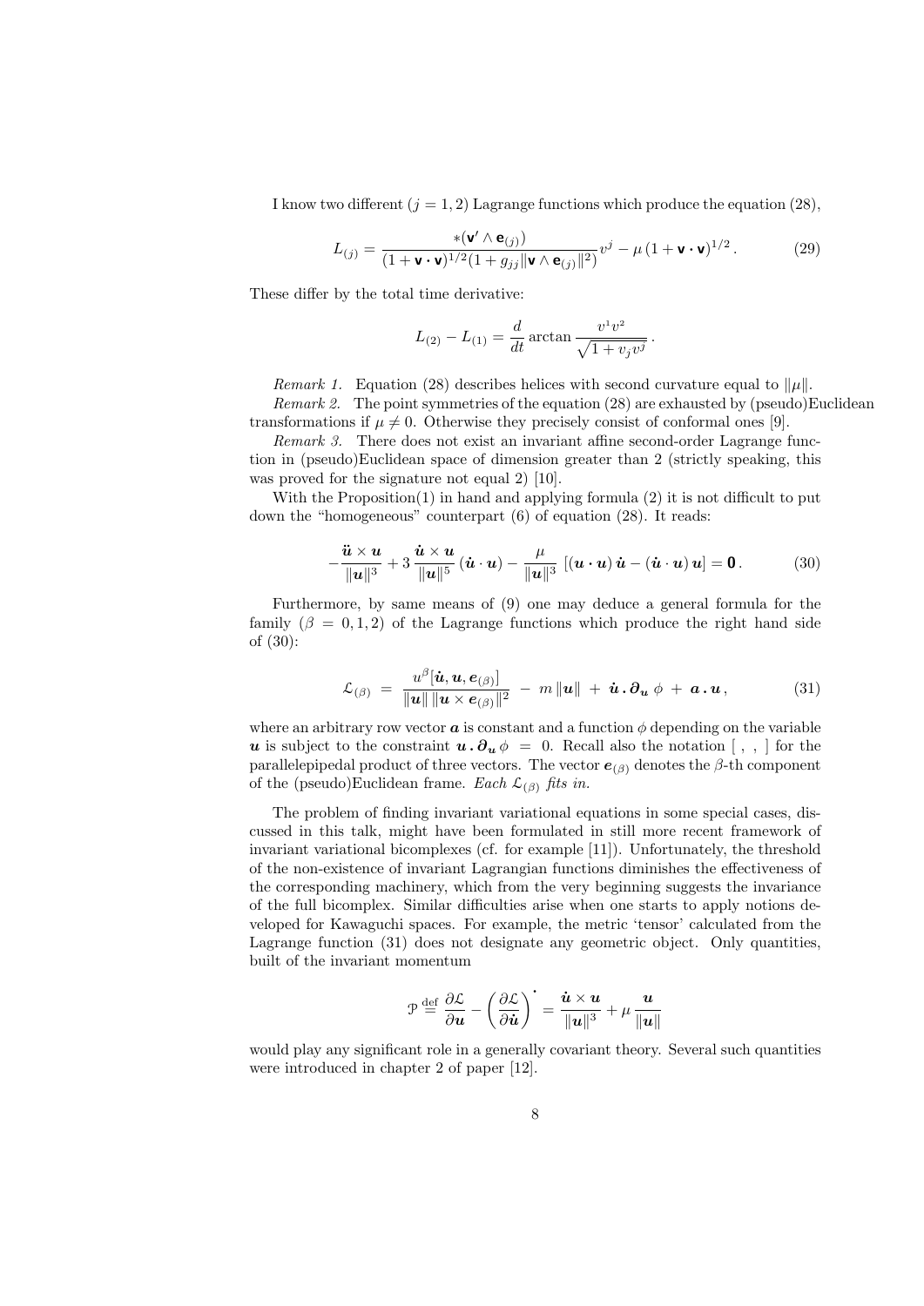I know two different ($j = 1, 2$) Lagrange functions which produce the equation (28),

$$L_{(j)} = \frac{*(\mathbf{v}' \wedge \mathbf{e}_{(j)})}{(1 + \mathbf{v} \cdot \mathbf{v})^{1/2}(1 + g_{jj}\|\mathbf{v} \wedge \mathbf{e}_{(j)}\|^2)} v^j - \mu \, (1 + \mathbf{v} \cdot \mathbf{v})^{1/2} \,. \tag{29}$$

These differ by the total time derivative:

$$L_{(2)} - L_{(1)} = \frac{d}{dt} \arctan \frac{v^1 v^2}{\sqrt{1 + v_j v^j}} \,.$$

*Remark 1.* Equation (28) describes helices with second curvature equal to $\|\mu\|$.

*Remark 2.* The point symmetries of the equation (28) are exhausted by (pseudo)Euclidean transformations if $\mu \neq 0$. Otherwise they precisely consist of conformal ones [9].

*Remark 3.* There does not exist an invariant affine second-order Lagrange function in (pseudo)Euclidean space of dimension greater than 2 (strictly speaking, this was proved for the signature not equal 2) [10].

With the Proposition(1) in hand and applying formula (2) it is not difficult to put down the "homogeneous" counterpart (6) of equation (28). It reads:

$$-\frac{\ddot{\boldsymbol{u}} \times \boldsymbol{u}}{\|\boldsymbol{u}\|^3} + 3 \, \frac{\dot{\boldsymbol{u}} \times \boldsymbol{u}}{\|\boldsymbol{u}\|^5} \, (\dot{\boldsymbol{u}} \cdot \boldsymbol{u}) - \frac{\mu}{\|\boldsymbol{u}\|^3} \, [(\boldsymbol{u} \cdot \boldsymbol{u}) \, \dot{\boldsymbol{u}} - (\dot{\boldsymbol{u}} \cdot \boldsymbol{u}) \, \boldsymbol{u}] = \mathbf{0} \,. \tag{30}$$

Furthermore, by same means of (9) one may deduce a general formula for the family ($\beta = 0, 1, 2$) of the Lagrange functions which produce the right hand side of (30):

$$\mathcal{L}_{(\beta)} \;=\; \frac{u^\beta [\dot{\boldsymbol{u}}, \boldsymbol{u}, \boldsymbol{e}_{(\beta)}]}{\|\boldsymbol{u}\| \, \|\boldsymbol{u} \times \boldsymbol{e}_{(\beta)}\|^2} \;-\; m \, \|\boldsymbol{u}\| \;+\; \dot{\boldsymbol{u}} \, . \, \boldsymbol{\partial}_{\boldsymbol{u}} \, \phi \;+\; \boldsymbol{a} \, . \, \boldsymbol{u} \,, \tag{31}$$

where an arbitrary row vector $\boldsymbol{a}$ is constant and a function $\phi$ depending on the variable $\boldsymbol{u}$ is subject to the constraint $\boldsymbol{u} \, . \, \boldsymbol{\partial}_{\boldsymbol{u}} \, \phi \;=\; 0$. Recall also the notation $[\;,\;,\;]$ for the parallelepipedal product of three vectors. The vector $\boldsymbol{e}_{(\beta)}$ denotes the $\beta$-th component of the (pseudo)Euclidean frame. *Each* $\mathcal{L}_{(\beta)}$ *fits in.*

The problem of finding invariant variational equations in some special cases, discussed in this talk, might have been formulated in still more recent framework of invariant variational bicomplexes (cf. for example [11]). Unfortunately, the threshold of the non-existence of invariant Lagrangian functions diminishes the effectiveness of the corresponding machinery, which from the very beginning suggests the invariance of the full bicomplex. Similar difficulties arise when one starts to apply notions developed for Kawaguchi spaces. For example, the metric 'tensor' calculated from the Lagrange function (31) does not designate any geometric object. Only quantities, built of the invariant momentum

$$\mathcal{P} \stackrel{\text{def}}{=} \frac{\partial \mathcal{L}}{\partial \boldsymbol{u}} - \left( \frac{\partial \mathcal{L}}{\partial \dot{\boldsymbol{u}}} \right)^{\boldsymbol{\cdot}} = \frac{\dot{\boldsymbol{u}} \times \boldsymbol{u}}{\|\boldsymbol{u}\|^3} + \mu \, \frac{\boldsymbol{u}}{\|\boldsymbol{u}\|}$$

would play any significant role in a generally covariant theory. Several such quantities were introduced in chapter 2 of paper [12].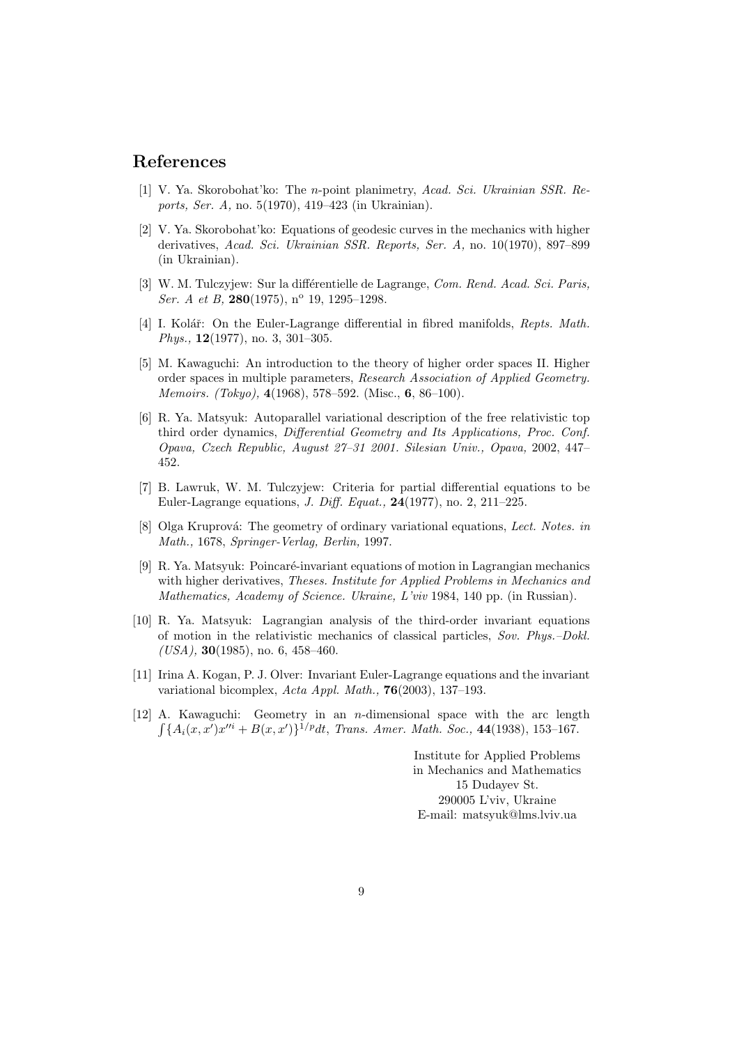## References

[1] V. Ya. Skorobohat'ko: The $n$-point planimetry, *Acad. Sci. Ukrainian SSR. Reports, Ser. A,* no. 5(1970), 419–423 (in Ukrainian).

[2] V. Ya. Skorobohat'ko: Equations of geodesic curves in the mechanics with higher derivatives, *Acad. Sci. Ukrainian SSR. Reports, Ser. A,* no. 10(1970), 897–899 (in Ukrainian).

[3] W. M. Tulczyjew: Sur la différentielle de Lagrange, *Com. Rend. Acad. Sci. Paris, Ser. A et B,* **280**(1975), n$^{\text{o}}$ 19, 1295–1298.

[4] I. Kolář: On the Euler-Lagrange differential in fibred manifolds, *Repts. Math. Phys.,* **12**(1977), no. 3, 301–305.

[5] M. Kawaguchi: An introduction to the theory of higher order spaces II. Higher order spaces in multiple parameters, *Research Association of Applied Geometry. Memoirs. (Tokyo),* **4**(1968), 578–592. (Misc., **6**, 86–100).

[6] R. Ya. Matsyuk: Autoparallel variational description of the free relativistic top third order dynamics, *Differential Geometry and Its Applications, Proc. Conf. Opava, Czech Republic, August 27–31 2001. Silesian Univ., Opava,* 2002, 447–452.

[7] B. Lawruk, W. M. Tulczyjew: Criteria for partial differential equations to be Euler-Lagrange equations, *J. Diff. Equat.,* **24**(1977), no. 2, 211–225.

[8] Olga Kruprová: The geometry of ordinary variational equations, *Lect. Notes. in Math.,* 1678, *Springer-Verlag, Berlin,* 1997.

[9] R. Ya. Matsyuk: Poincaré-invariant equations of motion in Lagrangian mechanics with higher derivatives, *Theses. Institute for Applied Problems in Mechanics and Mathematics, Academy of Science. Ukraine, L'viv* 1984, 140 pp. (in Russian).

[10] R. Ya. Matsyuk: Lagrangian analysis of the third-order invariant equations of motion in the relativistic mechanics of classical particles, *Sov. Phys.–Dokl. (USA),* **30**(1985), no. 6, 458–460.

[11] Irina A. Kogan, P. J. Olver: Invariant Euler-Lagrange equations and the invariant variational bicomplex, *Acta Appl. Math.,* **76**(2003), 137–193.

[12] A. Kawaguchi: Geometry in an $n$-dimensional space with the arc length $\int\{A_i(x,x')x''^i + B(x,x')\}^{1/p}dt$, *Trans. Amer. Math. Soc.,* **44**(1938), 153–167.

Institute for Applied Problems
in Mechanics and Mathematics
15 Dudayev St.
290005 L'viv, Ukraine
E-mail: matsyuk@lms.lviv.ua